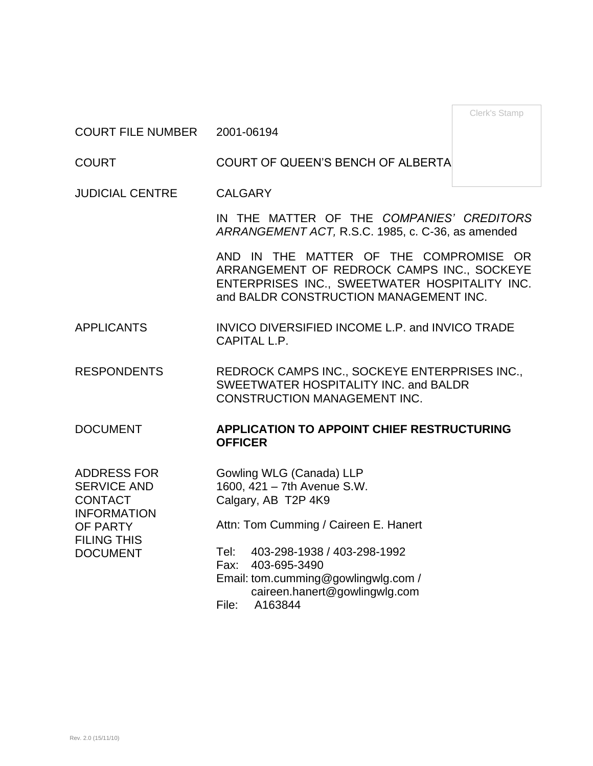Clerk's Stamp

| | |
|---|---|
| COURT FILE NUMBER | 2001-06194 |
| COURT | COURT OF QUEEN'S BENCH OF ALBERTA |
| JUDICIAL CENTRE | CALGARY |
| | IN THE MATTER OF THE *COMPANIES' CREDITORS ARRANGEMENT ACT,* R.S.C. 1985, c. C-36, as amended |
| | AND IN THE MATTER OF THE COMPROMISE OR ARRANGEMENT OF REDROCK CAMPS INC., SOCKEYE ENTERPRISES INC., SWEETWATER HOSPITALITY INC. and BALDR CONSTRUCTION MANAGEMENT INC. |
| APPLICANTS | INVICO DIVERSIFIED INCOME L.P. and INVICO TRADE CAPITAL L.P. |
| RESPONDENTS | REDROCK CAMPS INC., SOCKEYE ENTERPRISES INC., SWEETWATER HOSPITALITY INC. and BALDR CONSTRUCTION MANAGEMENT INC. |
| DOCUMENT | **APPLICATION TO APPOINT CHIEF RESTRUCTURING OFFICER** |
| ADDRESS FOR SERVICE AND CONTACT INFORMATION OF PARTY FILING THIS DOCUMENT | Gowling WLG (Canada) LLP<br>1600, 421 – 7th Avenue S.W.<br>Calgary, AB T2P 4K9<br><br>Attn: Tom Cumming / Caireen E. Hanert<br><br>Tel: 403-298-1938 / 403-298-1992<br>Fax: 403-695-3490<br>Email: tom.cumming@gowlingwlg.com / caireen.hanert@gowlingwlg.com<br>File: A163844 |

Rev. 2.0 (15/11/10)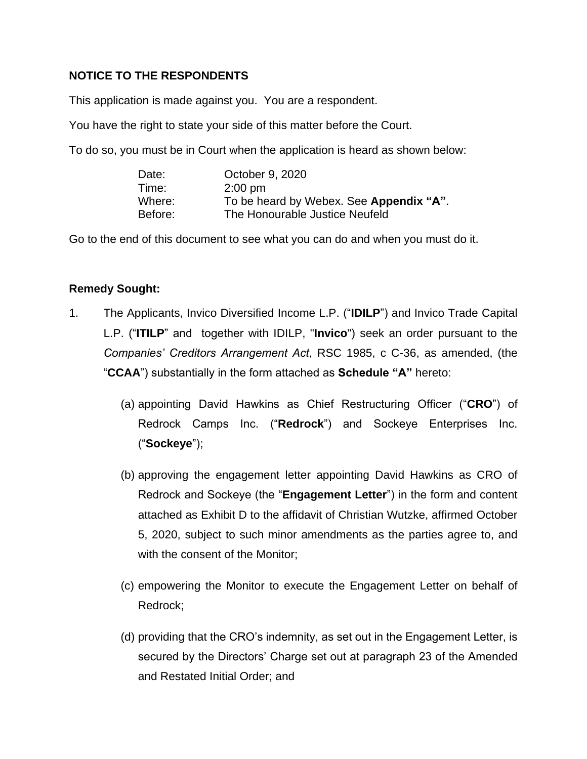**NOTICE TO THE RESPONDENTS**

This application is made against you. You are a respondent.

You have the right to state your side of this matter before the Court.

To do so, you must be in Court when the application is heard as shown below:

| | |
|---|---|
| Date: | October 9, 2020 |
| Time: | 2:00 pm |
| Where: | To be heard by Webex. See **Appendix "A"**. |
| Before: | The Honourable Justice Neufeld |

Go to the end of this document to see what you can do and when you must do it.

**Remedy Sought:**

1. The Applicants, Invico Diversified Income L.P. ("**IDILP**") and Invico Trade Capital L.P. ("**ITILP**" and together with IDILP, "**Invico**") seek an order pursuant to the *Companies' Creditors Arrangement Act*, RSC 1985, c C-36, as amended, (the "**CCAA**") substantially in the form attached as **Schedule "A"** hereto:

   (a) appointing David Hawkins as Chief Restructuring Officer ("**CRO**") of Redrock Camps Inc. ("**Redrock**") and Sockeye Enterprises Inc. ("**Sockeye**");

   (b) approving the engagement letter appointing David Hawkins as CRO of Redrock and Sockeye (the "**Engagement Letter**") in the form and content attached as Exhibit D to the affidavit of Christian Wutzke, affirmed October 5, 2020, subject to such minor amendments as the parties agree to, and with the consent of the Monitor;

   (c) empowering the Monitor to execute the Engagement Letter on behalf of Redrock;

   (d) providing that the CRO's indemnity, as set out in the Engagement Letter, is secured by the Directors' Charge set out at paragraph 23 of the Amended and Restated Initial Order; and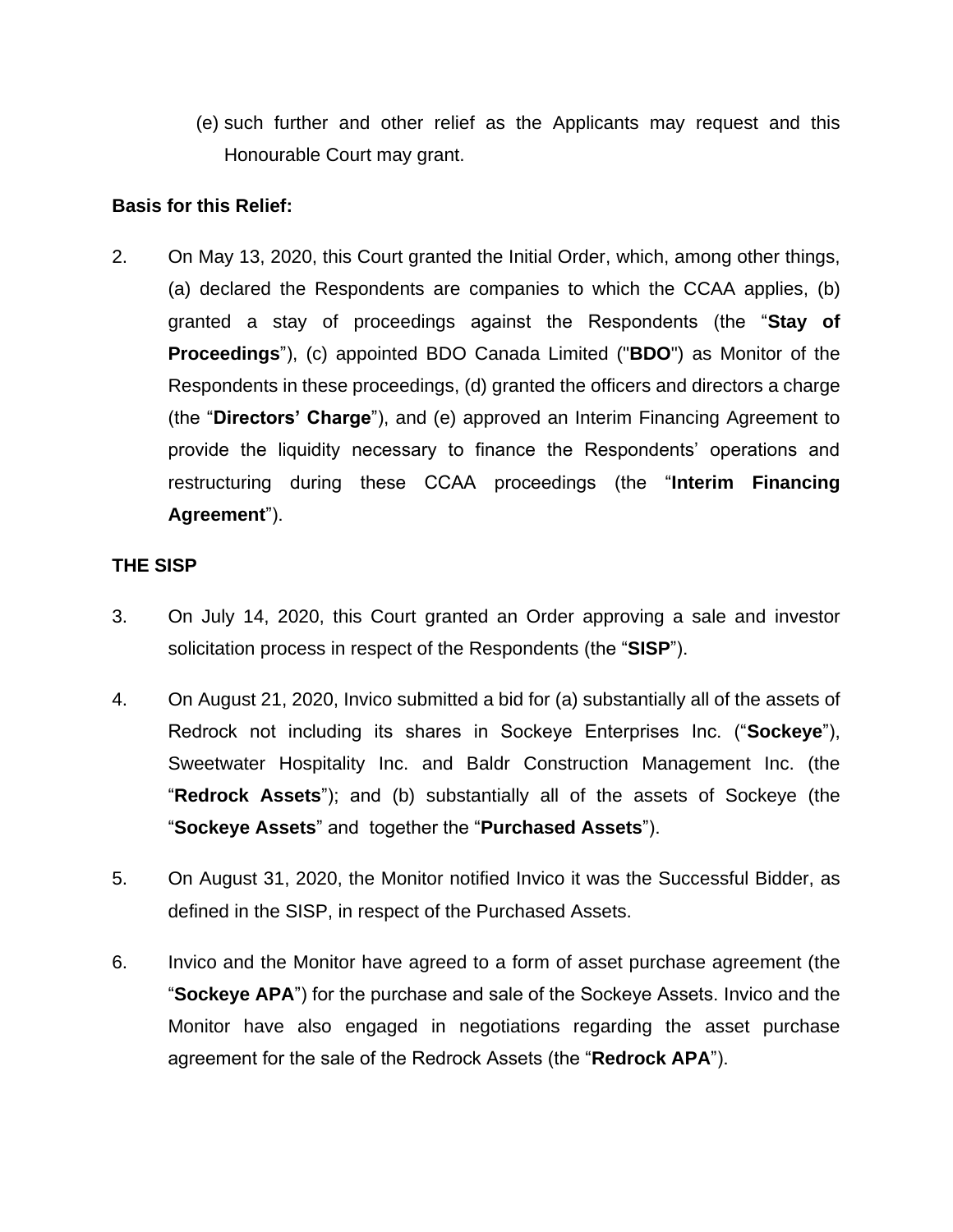(e) such further and other relief as the Applicants may request and this Honourable Court may grant.

**Basis for this Relief:**

2. On May 13, 2020, this Court granted the Initial Order, which, among other things, (a) declared the Respondents are companies to which the CCAA applies, (b) granted a stay of proceedings against the Respondents (the "**Stay of Proceedings**"), (c) appointed BDO Canada Limited ("**BDO**") as Monitor of the Respondents in these proceedings, (d) granted the officers and directors a charge (the "**Directors' Charge**"), and (e) approved an Interim Financing Agreement to provide the liquidity necessary to finance the Respondents' operations and restructuring during these CCAA proceedings (the "**Interim Financing Agreement**").

**THE SISP**

3. On July 14, 2020, this Court granted an Order approving a sale and investor solicitation process in respect of the Respondents (the "**SISP**").

4. On August 21, 2020, Invico submitted a bid for (a) substantially all of the assets of Redrock not including its shares in Sockeye Enterprises Inc. ("**Sockeye**"), Sweetwater Hospitality Inc. and Baldr Construction Management Inc. (the "**Redrock Assets**"); and (b) substantially all of the assets of Sockeye (the "**Sockeye Assets**" and together the "**Purchased Assets**").

5. On August 31, 2020, the Monitor notified Invico it was the Successful Bidder, as defined in the SISP, in respect of the Purchased Assets.

6. Invico and the Monitor have agreed to a form of asset purchase agreement (the "**Sockeye APA**") for the purchase and sale of the Sockeye Assets. Invico and the Monitor have also engaged in negotiations regarding the asset purchase agreement for the sale of the Redrock Assets (the "**Redrock APA**").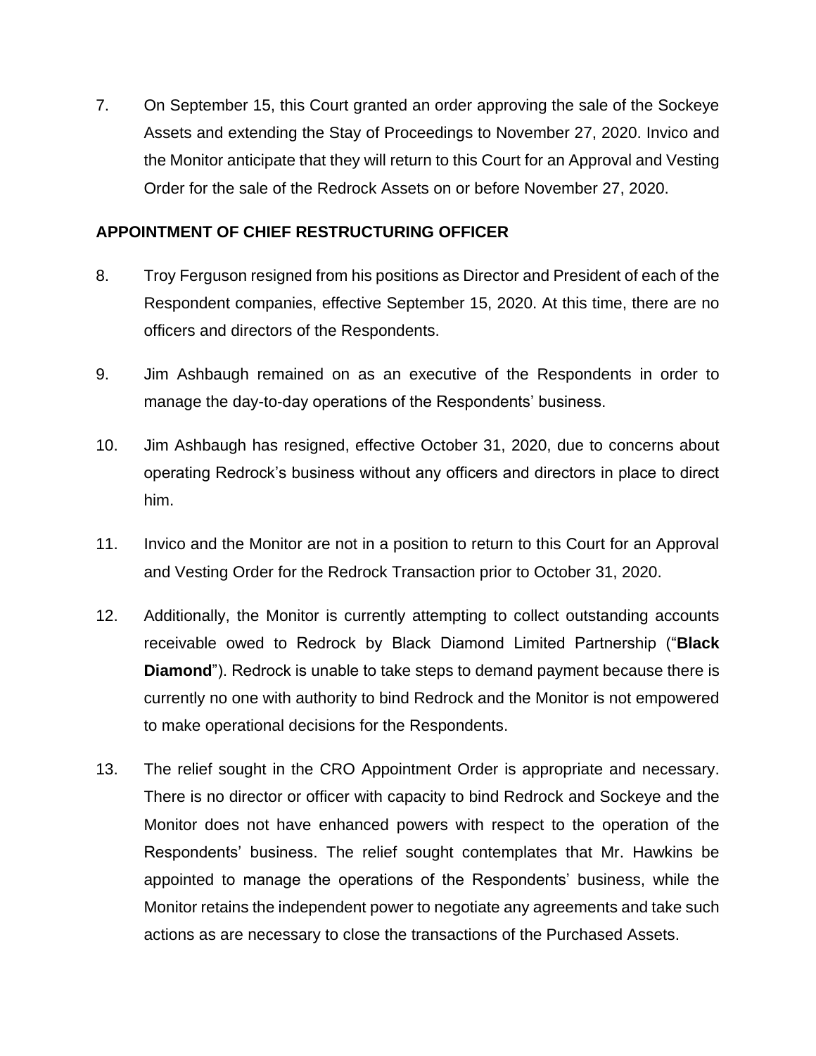7. On September 15, this Court granted an order approving the sale of the Sockeye Assets and extending the Stay of Proceedings to November 27, 2020. Invico and the Monitor anticipate that they will return to this Court for an Approval and Vesting Order for the sale of the Redrock Assets on or before November 27, 2020.

## APPOINTMENT OF CHIEF RESTRUCTURING OFFICER

8. Troy Ferguson resigned from his positions as Director and President of each of the Respondent companies, effective September 15, 2020. At this time, there are no officers and directors of the Respondents.

9. Jim Ashbaugh remained on as an executive of the Respondents in order to manage the day-to-day operations of the Respondents' business.

10. Jim Ashbaugh has resigned, effective October 31, 2020, due to concerns about operating Redrock's business without any officers and directors in place to direct him.

11. Invico and the Monitor are not in a position to return to this Court for an Approval and Vesting Order for the Redrock Transaction prior to October 31, 2020.

12. Additionally, the Monitor is currently attempting to collect outstanding accounts receivable owed to Redrock by Black Diamond Limited Partnership ("**Black Diamond**"). Redrock is unable to take steps to demand payment because there is currently no one with authority to bind Redrock and the Monitor is not empowered to make operational decisions for the Respondents.

13. The relief sought in the CRO Appointment Order is appropriate and necessary. There is no director or officer with capacity to bind Redrock and Sockeye and the Monitor does not have enhanced powers with respect to the operation of the Respondents' business. The relief sought contemplates that Mr. Hawkins be appointed to manage the operations of the Respondents' business, while the Monitor retains the independent power to negotiate any agreements and take such actions as are necessary to close the transactions of the Purchased Assets.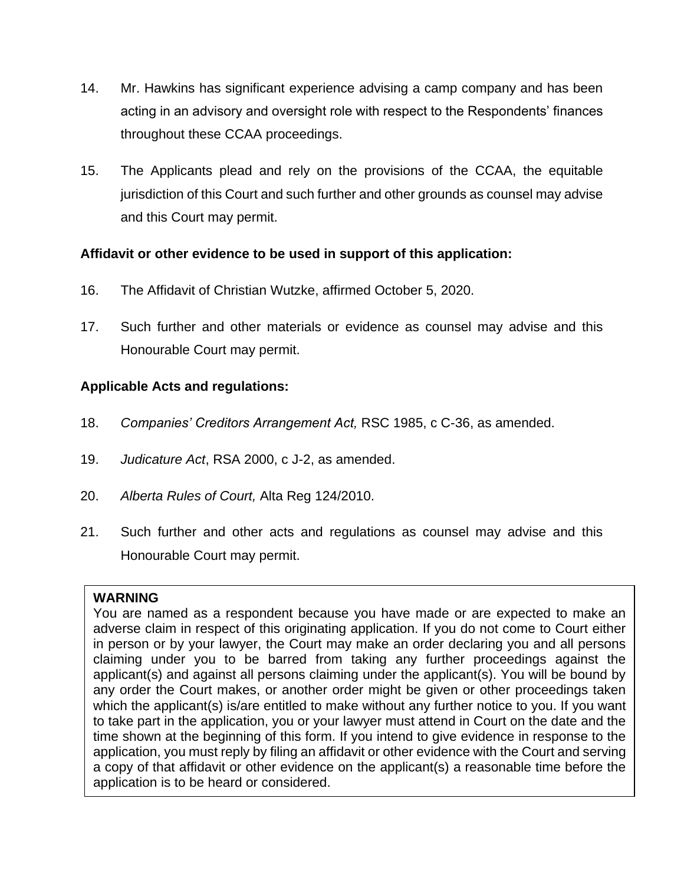14. Mr. Hawkins has significant experience advising a camp company and has been acting in an advisory and oversight role with respect to the Respondents' finances throughout these CCAA proceedings.

15. The Applicants plead and rely on the provisions of the CCAA, the equitable jurisdiction of this Court and such further and other grounds as counsel may advise and this Court may permit.

**Affidavit or other evidence to be used in support of this application:**

16. The Affidavit of Christian Wutzke, affirmed October 5, 2020.

17. Such further and other materials or evidence as counsel may advise and this Honourable Court may permit.

**Applicable Acts and regulations:**

18. *Companies' Creditors Arrangement Act,* RSC 1985, c C-36, as amended.

19. *Judicature Act*, RSA 2000, c J-2, as amended.

20. *Alberta Rules of Court,* Alta Reg 124/2010.

21. Such further and other acts and regulations as counsel may advise and this Honourable Court may permit.

**WARNING**
You are named as a respondent because you have made or are expected to make an adverse claim in respect of this originating application. If you do not come to Court either in person or by your lawyer, the Court may make an order declaring you and all persons claiming under you to be barred from taking any further proceedings against the applicant(s) and against all persons claiming under the applicant(s). You will be bound by any order the Court makes, or another order might be given or other proceedings taken which the applicant(s) is/are entitled to make without any further notice to you. If you want to take part in the application, you or your lawyer must attend in Court on the date and the time shown at the beginning of this form. If you intend to give evidence in response to the application, you must reply by filing an affidavit or other evidence with the Court and serving a copy of that affidavit or other evidence on the applicant(s) a reasonable time before the application is to be heard or considered.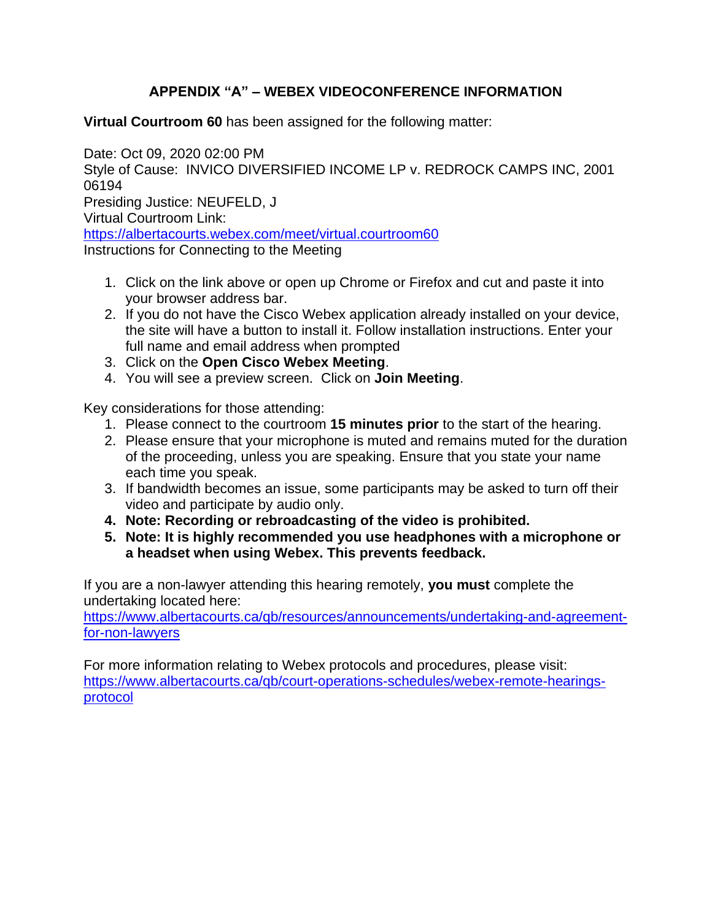## APPENDIX "A" – WEBEX VIDEOCONFERENCE INFORMATION

**Virtual Courtroom 60** has been assigned for the following matter:

Date: Oct 09, 2020 02:00 PM
Style of Cause: INVICO DIVERSIFIED INCOME LP v. REDROCK CAMPS INC, 2001 06194
Presiding Justice: NEUFELD, J
Virtual Courtroom Link:
https://albertacourts.webex.com/meet/virtual.courtroom60
Instructions for Connecting to the Meeting

1. Click on the link above or open up Chrome or Firefox and cut and paste it into your browser address bar.
2. If you do not have the Cisco Webex application already installed on your device, the site will have a button to install it. Follow installation instructions. Enter your full name and email address when prompted
3. Click on the **Open Cisco Webex Meeting**.
4. You will see a preview screen. Click on **Join Meeting**.

Key considerations for those attending:

1. Please connect to the courtroom **15 minutes prior** to the start of the hearing.
2. Please ensure that your microphone is muted and remains muted for the duration of the proceeding, unless you are speaking. Ensure that you state your name each time you speak.
3. If bandwidth becomes an issue, some participants may be asked to turn off their video and participate by audio only.
4. **Note: Recording or rebroadcasting of the video is prohibited.**
5. **Note: It is highly recommended you use headphones with a microphone or a headset when using Webex. This prevents feedback.**

If you are a non-lawyer attending this hearing remotely, **you must** complete the undertaking located here:
https://www.albertacourts.ca/qb/resources/announcements/undertaking-and-agreement-for-non-lawyers

For more information relating to Webex protocols and procedures, please visit:
https://www.albertacourts.ca/qb/court-operations-schedules/webex-remote-hearings-protocol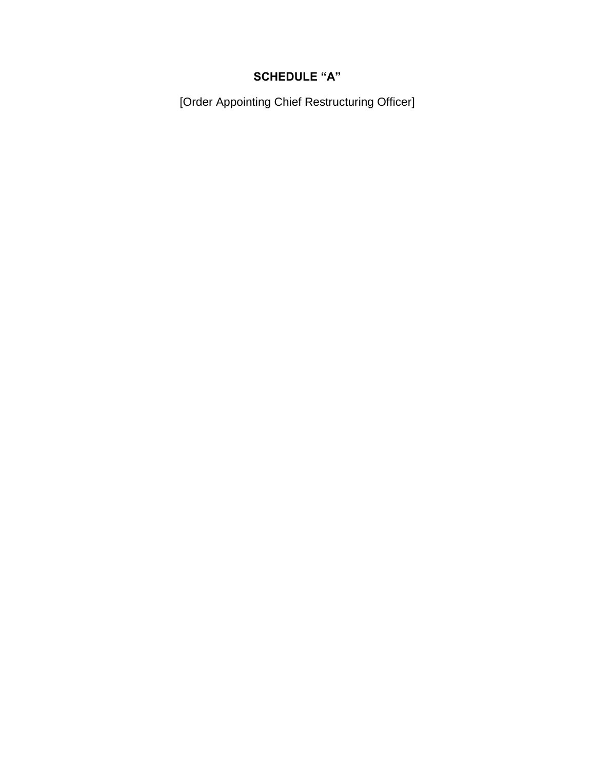**SCHEDULE “A”**

[Order Appointing Chief Restructuring Officer]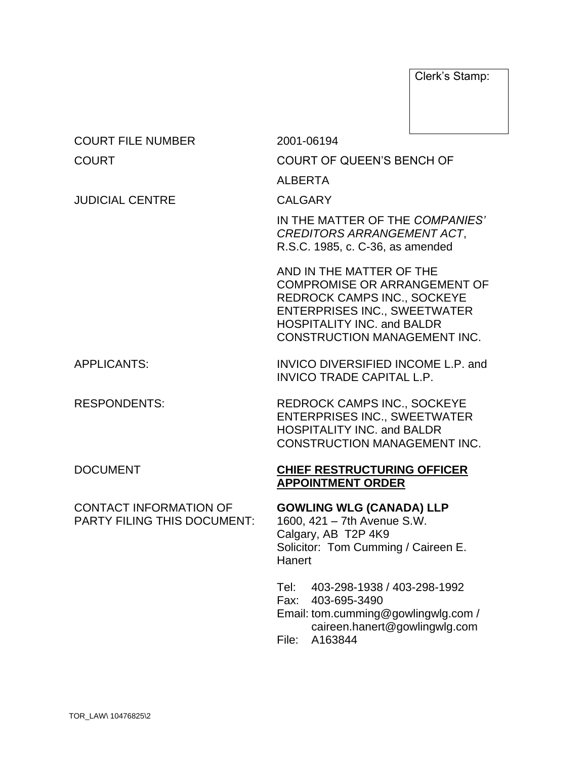Clerk's Stamp:

| | |
|---|---|
| COURT FILE NUMBER | 2001-06194 |
| COURT | COURT OF QUEEN'S BENCH OF ALBERTA |
| JUDICIAL CENTRE | CALGARY |
| | IN THE MATTER OF THE *COMPANIES' CREDITORS ARRANGEMENT ACT*, R.S.C. 1985, c. C-36, as amended |
| | AND IN THE MATTER OF THE COMPROMISE OR ARRANGEMENT OF REDROCK CAMPS INC., SOCKEYE ENTERPRISES INC., SWEETWATER HOSPITALITY INC. and BALDR CONSTRUCTION MANAGEMENT INC. |
| APPLICANTS: | INVICO DIVERSIFIED INCOME L.P. and INVICO TRADE CAPITAL L.P. |
| RESPONDENTS: | REDROCK CAMPS INC., SOCKEYE ENTERPRISES INC., SWEETWATER HOSPITALITY INC. and BALDR CONSTRUCTION MANAGEMENT INC. |
| DOCUMENT | **CHIEF RESTRUCTURING OFFICER APPOINTMENT ORDER** |
| CONTACT INFORMATION OF PARTY FILING THIS DOCUMENT: | **GOWLING WLG (CANADA) LLP**<br>1600, 421 – 7th Avenue S.W.<br>Calgary, AB T2P 4K9<br>Solicitor: Tom Cumming / Caireen E. Hanert<br><br>Tel: 403-298-1938 / 403-298-1992<br>Fax: 403-695-3490<br>Email: tom.cumming@gowlingwlg.com / caireen.hanert@gowlingwlg.com<br>File: A163844 |

TOR_LAW\ 10476825\2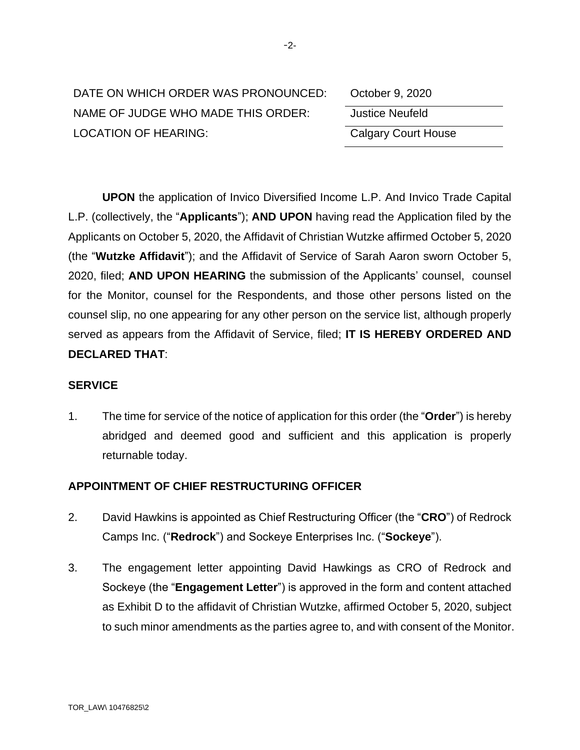| | |
|---|---|
| DATE ON WHICH ORDER WAS PRONOUNCED: | October 9, 2020 |
| NAME OF JUDGE WHO MADE THIS ORDER: | Justice Neufeld |
| LOCATION OF HEARING: | Calgary Court House |

**UPON** the application of Invico Diversified Income L.P. And Invico Trade Capital L.P. (collectively, the "**Applicants**"); **AND UPON** having read the Application filed by the Applicants on October 5, 2020, the Affidavit of Christian Wutzke affirmed October 5, 2020 (the "**Wutzke Affidavit**"); and the Affidavit of Service of Sarah Aaron sworn October 5, 2020, filed; **AND UPON HEARING** the submission of the Applicants' counsel, counsel for the Monitor, counsel for the Respondents, and those other persons listed on the counsel slip, no one appearing for any other person on the service list, although properly served as appears from the Affidavit of Service, filed; **IT IS HEREBY ORDERED AND DECLARED THAT**:

**SERVICE**

1. The time for service of the notice of application for this order (the "**Order**") is hereby abridged and deemed good and sufficient and this application is properly returnable today.

**APPOINTMENT OF CHIEF RESTRUCTURING OFFICER**

2. David Hawkins is appointed as Chief Restructuring Officer (the "**CRO**") of Redrock Camps Inc. ("**Redrock**") and Sockeye Enterprises Inc. ("**Sockeye**").

3. The engagement letter appointing David Hawkings as CRO of Redrock and Sockeye (the "**Engagement Letter**") is approved in the form and content attached as Exhibit D to the affidavit of Christian Wutzke, affirmed October 5, 2020, subject to such minor amendments as the parties agree to, and with consent of the Monitor.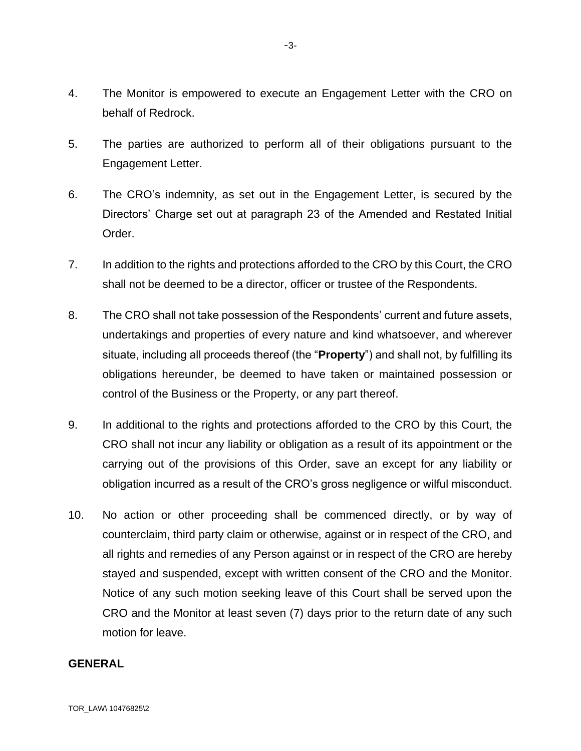4. The Monitor is empowered to execute an Engagement Letter with the CRO on behalf of Redrock.

5. The parties are authorized to perform all of their obligations pursuant to the Engagement Letter.

6. The CRO's indemnity, as set out in the Engagement Letter, is secured by the Directors' Charge set out at paragraph 23 of the Amended and Restated Initial Order.

7. In addition to the rights and protections afforded to the CRO by this Court, the CRO shall not be deemed to be a director, officer or trustee of the Respondents.

8. The CRO shall not take possession of the Respondents' current and future assets, undertakings and properties of every nature and kind whatsoever, and wherever situate, including all proceeds thereof (the "**Property**") and shall not, by fulfilling its obligations hereunder, be deemed to have taken or maintained possession or control of the Business or the Property, or any part thereof.

9. In additional to the rights and protections afforded to the CRO by this Court, the CRO shall not incur any liability or obligation as a result of its appointment or the carrying out of the provisions of this Order, save an except for any liability or obligation incurred as a result of the CRO's gross negligence or wilful misconduct.

10. No action or other proceeding shall be commenced directly, or by way of counterclaim, third party claim or otherwise, against or in respect of the CRO, and all rights and remedies of any Person against or in respect of the CRO are hereby stayed and suspended, except with written consent of the CRO and the Monitor. Notice of any such motion seeking leave of this Court shall be served upon the CRO and the Monitor at least seven (7) days prior to the return date of any such motion for leave.

**GENERAL**

TOR_LAW\ 10476825\2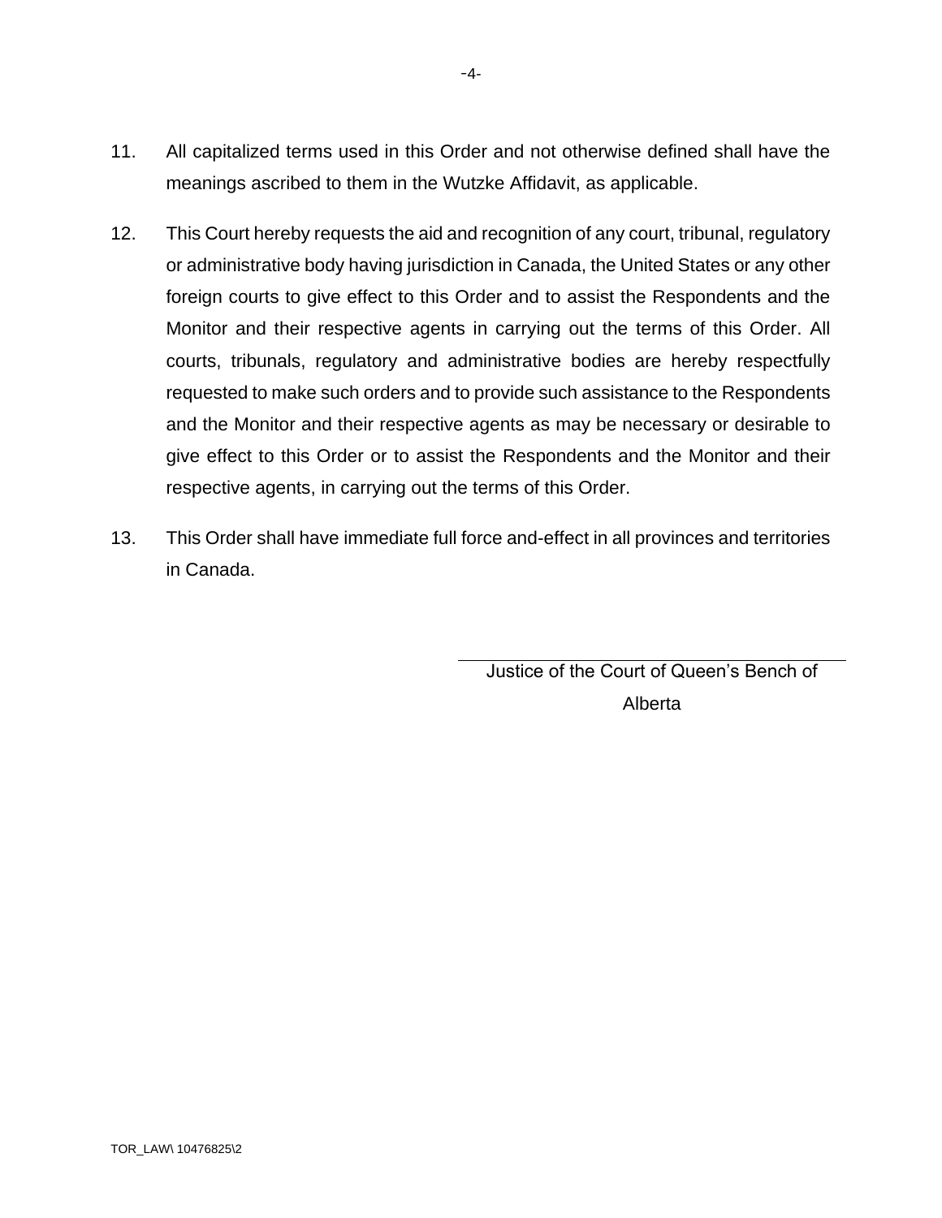11. All capitalized terms used in this Order and not otherwise defined shall have the meanings ascribed to them in the Wutzke Affidavit, as applicable.

12. This Court hereby requests the aid and recognition of any court, tribunal, regulatory or administrative body having jurisdiction in Canada, the United States or any other foreign courts to give effect to this Order and to assist the Respondents and the Monitor and their respective agents in carrying out the terms of this Order. All courts, tribunals, regulatory and administrative bodies are hereby respectfully requested to make such orders and to provide such assistance to the Respondents and the Monitor and their respective agents as may be necessary or desirable to give effect to this Order or to assist the Respondents and the Monitor and their respective agents, in carrying out the terms of this Order.

13. This Order shall have immediate full force and-effect in all provinces and territories in Canada.

Justice of the Court of Queen's Bench of Alberta

TOR_LAW\ 10476825\2